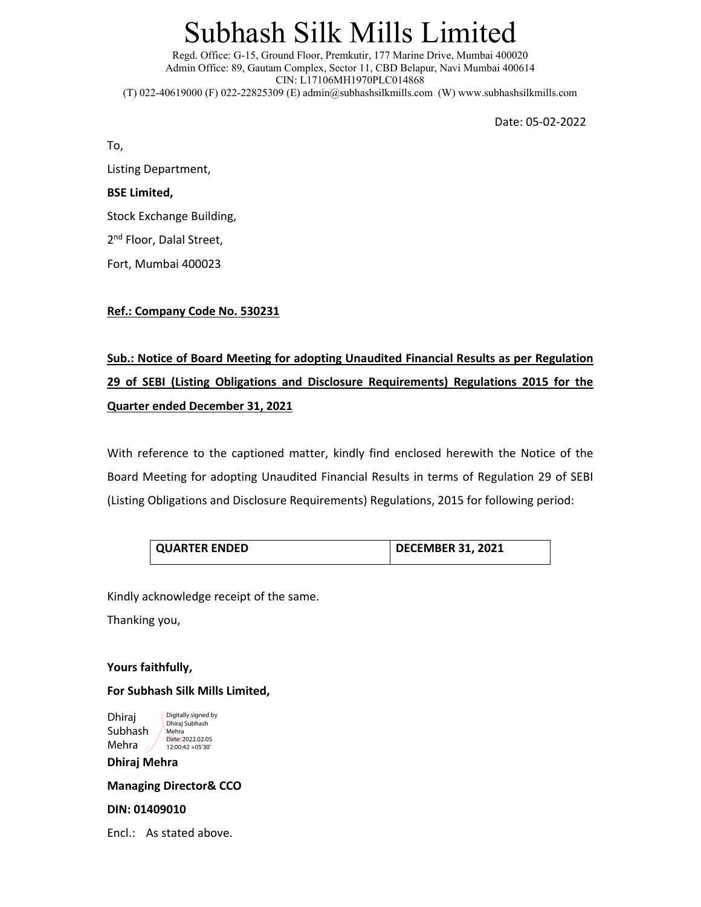# Subhash Silk Mills Limited

Regd. Office: G-15, Ground Floor, Premkutir, 177 Marine Drive, Mumbai 400020
Admin Office: 89, Gautam Complex, Sector 11, CBD Belapur, Navi Mumbai 400614
CIN: L17106MH1970PLC014868
(T) 022-40619000 (F) 022-22825309 (E) admin@subhashsilkmills.com (W) www.subhashsilkmills.com

Date: 05-02-2022

To,

Listing Department,

**BSE Limited,**

Stock Exchange Building,

2nd Floor, Dalal Street,

Fort, Mumbai 400023

**Ref.: Company Code No. 530231**

**Sub.: Notice of Board Meeting for adopting Unaudited Financial Results as per Regulation 29 of SEBI (Listing Obligations and Disclosure Requirements) Regulations 2015 for the Quarter ended December 31, 2021**

With reference to the captioned matter, kindly find enclosed herewith the Notice of the Board Meeting for adopting Unaudited Financial Results in terms of Regulation 29 of SEBI (Listing Obligations and Disclosure Requirements) Regulations, 2015 for following period:

| | |
|---|---|
| **QUARTER ENDED** | **DECEMBER 31, 2021** |

Kindly acknowledge receipt of the same.

Thanking you,

**Yours faithfully,**

**For Subhash Silk Mills Limited,**

Dhiraj Subhash Mehra
Digitally signed by Dhiraj Subhash Mehra
Date: 2022.02.05 12:00:42 +05'30'

**Dhiraj Mehra**

**Managing Director& CCO**

**DIN: 01409010**

Encl.: As stated above.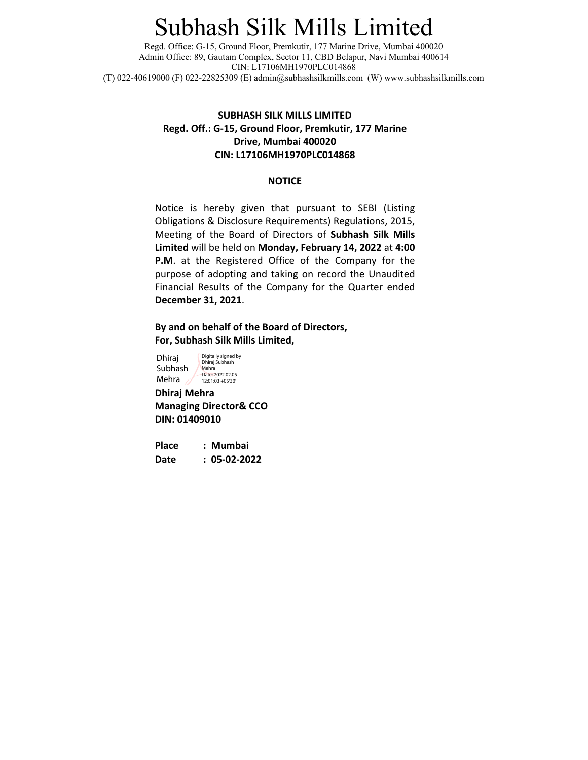# Subhash Silk Mills Limited

Regd. Office: G-15, Ground Floor, Premkutir, 177 Marine Drive, Mumbai 400020
Admin Office: 89, Gautam Complex, Sector 11, CBD Belapur, Navi Mumbai 400614
CIN: L17106MH1970PLC014868
(T) 022-40619000 (F) 022-22825309 (E) admin@subhashsilkmills.com (W) www.subhashsilkmills.com

**SUBHASH SILK MILLS LIMITED**
**Regd. Off.: G-15, Ground Floor, Premkutir, 177 Marine Drive, Mumbai 400020**
**CIN: L17106MH1970PLC014868**

## NOTICE

Notice is hereby given that pursuant to SEBI (Listing Obligations & Disclosure Requirements) Regulations, 2015, Meeting of the Board of Directors of **Subhash Silk Mills Limited** will be held on **Monday, February 14, 2022** at **4:00 P.M**. at the Registered Office of the Company for the purpose of adopting and taking on record the Unaudited Financial Results of the Company for the Quarter ended **December 31, 2021**.

**By and on behalf of the Board of Directors,**
**For, Subhash Silk Mills Limited,**

Dhiraj Subhash Mehra
Digitally signed by Dhiraj Subhash Mehra
Date: 2022.02.05 12:01:03 +05'30'

**Dhiraj Mehra**
**Managing Director& CCO**
**DIN: 01409010**

**Place : Mumbai**
**Date : 05-02-2022**